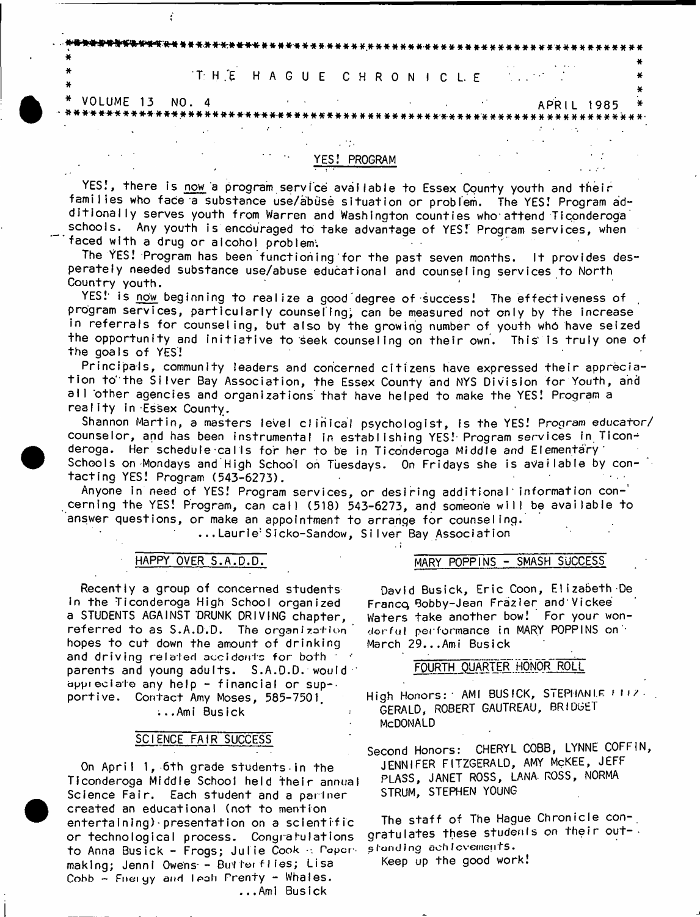# THE HAGUE CHRONICLE

VOLUME 13 NO. 4 — APRIL 1985

## YES! PROGRAM

YES!, there is now a program service available to Essex County youth and their families who face a substance use/abuse situation or problem. The YES! Program additionally serves youth from Warren and Washington counties who attend Ticonderoga schools. Any youth is encouraged to take advantage of YES! Program services, when faced with a drug or alcohol problem.

The YES! Program has been functioning for the past seven months. It provides desperately needed substance use/abuse educational and counseling services to North Country youth.

YES! is now beginning to realize a good degree of success! The effectiveness of program services, particularly counseling, can be measured not only by the increase in referrals for counseling, but also by the growing number of youth who have seized the opportunity and initiative to seek counseling on their own. This is truly one of the goals of YES!

Principals, community leaders and concerned citizens have expressed their appreciation to the Silver Bay Association, the Essex County and NYS Division for Youth, and all other agencies and organizations that have helped to make the YES! Program a reality in Essex County.

Shannon Martin, a masters level clinical psychologist, is the YES! Program educator/counselor, and has been instrumental in establishing YES! Program services in Ticonderoga. Her schedule calls for her to be in Ticonderoga Middle and Elementary Schools on Mondays and High School on Tuesdays. On Fridays she is available by contacting YES! Program (543-6273).

Anyone in need of YES! Program services, or desiring additional information concerning the YES! Program, can call (518) 543-6273, and someone will be available to answer questions, or make an appointment to arrange for counseling.

...Laurie Sicko-Sandow, Silver Bay Association

## HAPPY OVER S.A.D.D.

Recently a group of concerned students in the Ticonderoga High School organized a STUDENTS AGAINST DRUNK DRIVING chapter, referred to as S.A.D.D. The organization hopes to cut down the amount of drinking and driving related accidents for both parents and young adults. S.A.D.D. would appreciate any help - financial or supportive. Contact Amy Moses, 585-7501.

...Ami Busick

## SCIENCE FAIR SUCCESS

On April 1, 6th grade students in the Ticonderoga Middle School held their annual Science Fair. Each student and a partner created an educational (not to mention entertaining) presentation on a scientific or technological process. Congratulations to Anna Busick - Frogs; Julie Cook - Papermaking; Jenni Owens - Butterflies; Lisa Cobb - Energy and Leah Prenty - Whales.

...Ami Busick

## MARY POPPINS - SMASH SUCCESS

David Busick, Eric Coon, Elizabeth De Franco, Bobby-Jean Frazier and Vickee Waters take another bow! For your wonderful performance in MARY POPPINS on March 29...Ami Busick

## FOURTH QUARTER HONOR ROLL

High Honors: AMI BUSICK, STEPHANIE FITZGERALD, ROBERT GAUTREAU, BRIDGET McDONALD

Second Honors: CHERYL COBB, LYNNE COFFIN, JENNIFER FITZGERALD, AMY McKEE, JEFF PLASS, JANET ROSS, LANA ROSS, NORMA STRUM, STEPHEN YOUNG

The staff of The Hague Chronicle congratulates these students on their outstanding achievements.

Keep up the good work!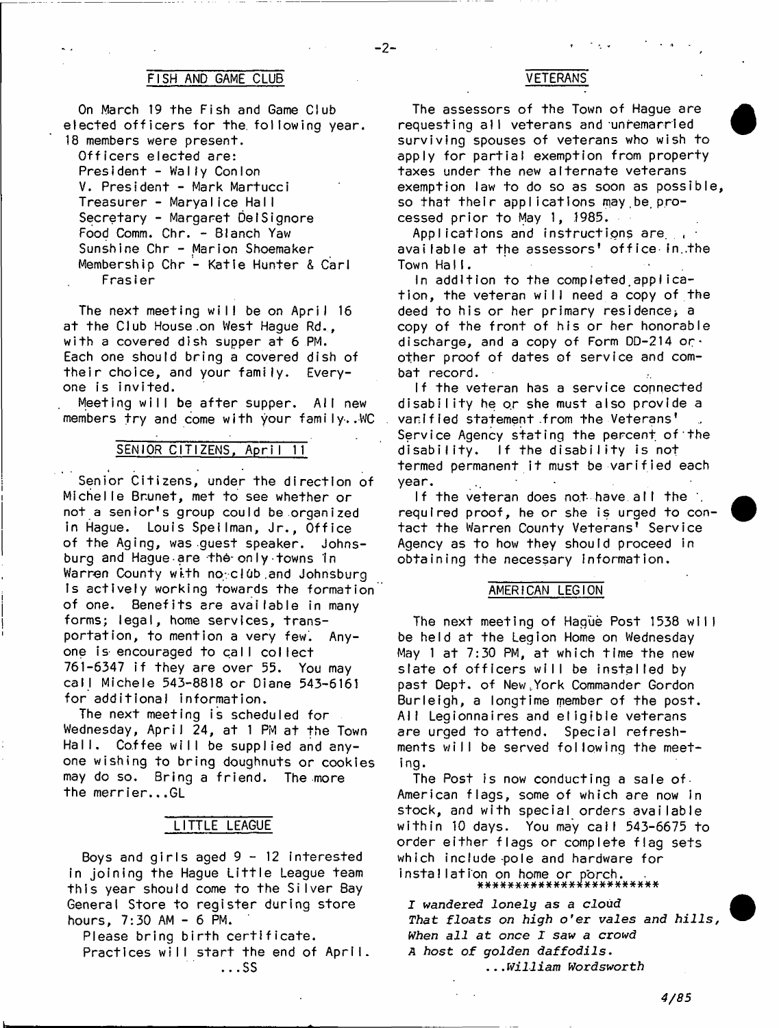## FISH AND GAME CLUB

On March 19 the Fish and Game Club elected officers for the following year. 18 members were present.

Officers elected are:
President - Wally Conlon
V. President - Mark Martucci
Treasurer - Maryalice Hall
Secretary - Margaret DelSignore
Food Comm. Chr. - Blanch Yaw
Sunshine Chr - Marion Shoemaker
Membership Chr - Katie Hunter & Carl Frasier

The next meeting will be on April 16 at the Club House on West Hague Rd., with a covered dish supper at 6 PM. Each one should bring a covered dish of their choice, and your family. Everyone is invited.

Meeting will be after supper. All new members try and come with your family...WC

## SENIOR CITIZENS, April 11

Senior Citizens, under the direction of Michelle Brunet, met to see whether or not a senior's group could be organized in Hague. Louis Spellman, Jr., Office of the Aging, was guest speaker. Johnsburg and Hague are the only towns in Warren County with no club and Johnsburg is actively working towards the formation of one. Benefits are available in many forms; legal, home services, transportation, to mention a very few. Anyone is encouraged to call collect 761-6347 if they are over 55. You may call Michele 543-8818 or Diane 543-6161 for additional information.

The next meeting is scheduled for Wednesday, April 24, at 1 PM at the Town Hall. Coffee will be supplied and anyone wishing to bring doughnuts or cookies may do so. Bring a friend. The more the merrier...GL

## LITTLE LEAGUE

Boys and girls aged 9 - 12 interested in joining the Hague Little League team this year should come to the Silver Bay General Store to register during store hours, 7:30 AM - 6 PM.

Please bring birth certificate.

Practices will start the end of April. ...SS

## VETERANS

The assessors of the Town of Hague are requesting all veterans and unremarried surviving spouses of veterans who wish to apply for partial exemption from property taxes under the new alternate veterans exemption law to do so as soon as possible, so that their applications may be processed prior to May 1, 1985.

Applications and instructions are available at the assessors' office in the Town Hall.

In addition to the completed application, the veteran will need a copy of the deed to his or her primary residence; a copy of the front of his or her honorable discharge, and a copy of Form DD-214 or other proof of dates of service and combat record.

If the veteran has a service connected disability he or she must also provide a verified statement from the Veterans' Service Agency stating the percent of the disability. If the disability is not termed permanent it must be varified each year.

If the veteran does not have all the required proof, he or she is urged to contact the Warren County Veterans' Service Agency as to how they should proceed in obtaining the necessary information.

## AMERICAN LEGION

The next meeting of Hague Post 1538 will be held at the Legion Home on Wednesday May 1 at 7:30 PM, at which time the new slate of officers will be installed by past Dept. of New York Commander Gordon Burleigh, a longtime member of the post. All Legionnaires and eligible veterans are urged to attend. Special refreshments will be served following the meeting.

The Post is now conducting a sale of American flags, some of which are now in stock, and with special orders available within 10 days. You may call 543-6675 to order either flags or complete flag sets which include pole and hardware for installation on home or porch.

************************

*I wandered lonely as a cloud*
*That floats on high o'er vales and hills,*
*When all at once I saw a crowd*
*A host of golden daffodils.*

*...William Wordsworth*

4/85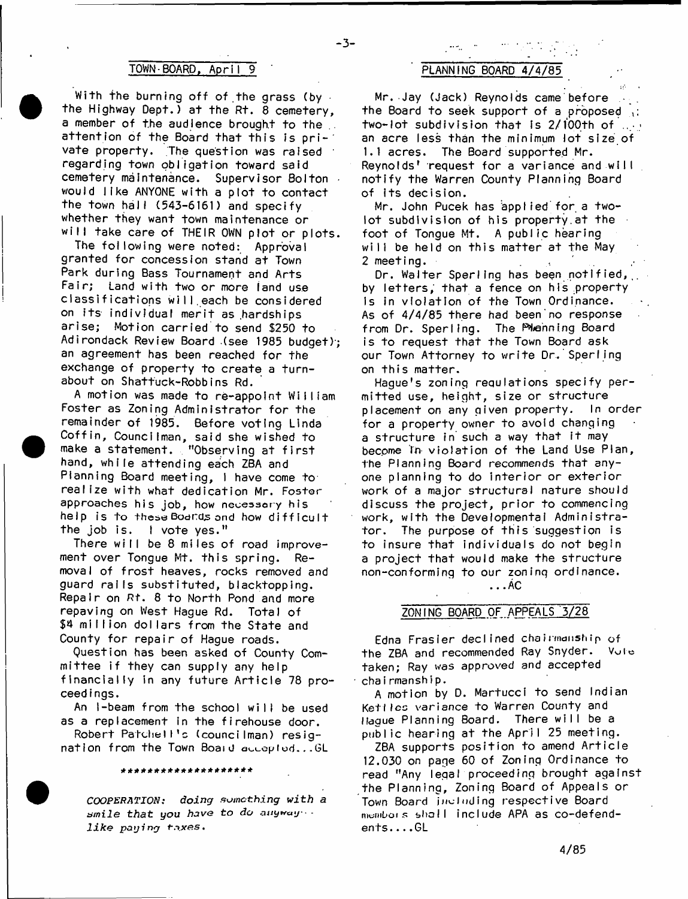## TOWN BOARD, April 9

With the burning off of the grass (by the Highway Dept.) at the Rt. 8 cemetery, a member of the audience brought to the attention of the Board that this is private property. The question was raised regarding town obligation toward said cemetery maintenance. Supervisor Bolton would like ANYONE with a plot to contact the town hall (543-6161) and specify whether they want town maintenance or will take care of THEIR OWN plot or plots.

The following were noted: Approval granted for concession stand at Town Park during Bass Tournament and Arts Fair; Land with two or more land use classifications will each be considered on its individual merit as hardships arise; Motion carried to send $250 to Adirondack Review Board (see 1985 budget); an agreement has been reached for the exchange of property to create a turn-about on Shattuck-Robbins Rd.

A motion was made to re-appoint William Foster as Zoning Administrator for the remainder of 1985. Before voting Linda Coffin, Councilman, said she wished to make a statement. "Observing at first hand, while attending each ZBA and Planning Board meeting, I have come to realize with what dedication Mr. Foster approaches his job, how necessary his help is to these Boards and how difficult the job is. I vote yes."

There will be 8 miles of road improvement over Tongue Mt. this spring. Removal of frost heaves, rocks removed and guard rails substituted, blacktopping. Repair on Rt. 8 to North Pond and more repaving on West Hague Rd. Total of $4 million dollars from the State and County for repair of Hague roads.

Question has been asked of County Committee if they can supply any help financially in any future Article 78 proceedings.

An I-beam from the school will be used as a replacement in the firehouse door.

Robert Patchett's (councilman) resignation from the Town Board accepted...GL

********************

*COOPERATION: doing something with a smile that you have to do anyway-- like paying taxes.*

## PLANNING BOARD 4/4/85

Mr. Jay (Jack) Reynolds came before the Board to seek support of a proposed two-lot subdivision that is 2/100th of an acre less than the minimum lot size of 1.1 acres. The Board supported Mr. Reynolds' request for a variance and will notify the Warren County Planning Board of its decision.

Mr. John Pucek has applied for a two-lot subdivision of his property at the foot of Tongue Mt. A public hearing will be held on this matter at the May 2 meeting.

Dr. Walter Sperling has been notified, by letters, that a fence on his property is in violation of the Town Ordinance. As of 4/4/85 there had been no response from Dr. Sperling. The Planning Board is to request that the Town Board ask our Town Attorney to write Dr. Sperling on this matter.

Hague's zoning regulations specify permitted use, height, size or structure placement on any given property. In order for a property owner to avoid changing a structure in such a way that it may become in violation of the Land Use Plan, the Planning Board recommends that anyone planning to do interior or exterior work of a major structural nature should discuss the project, prior to commencing work, with the Developmental Administrator. The purpose of this suggestion is to insure that individuals do not begin a project that would make the structure non-conforming to our zoning ordinance.

...AC

## ZONING BOARD OF APPEALS 3/28

Edna Frasier declined chairmanship of the ZBA and recommended Ray Snyder. Vote taken; Ray was approved and accepted chairmanship.

A motion by D. Martucci to send Indian Kettles variance to Warren County and Hague Planning Board. There will be a public hearing at the April 25 meeting.

ZBA supports position to amend Article 12.030 on page 60 of Zoning Ordinance to read "Any legal proceeding brought against the Planning, Zoning Board of Appeals or Town Board including respective Board members shall include APA as co-defendents....GL

4/85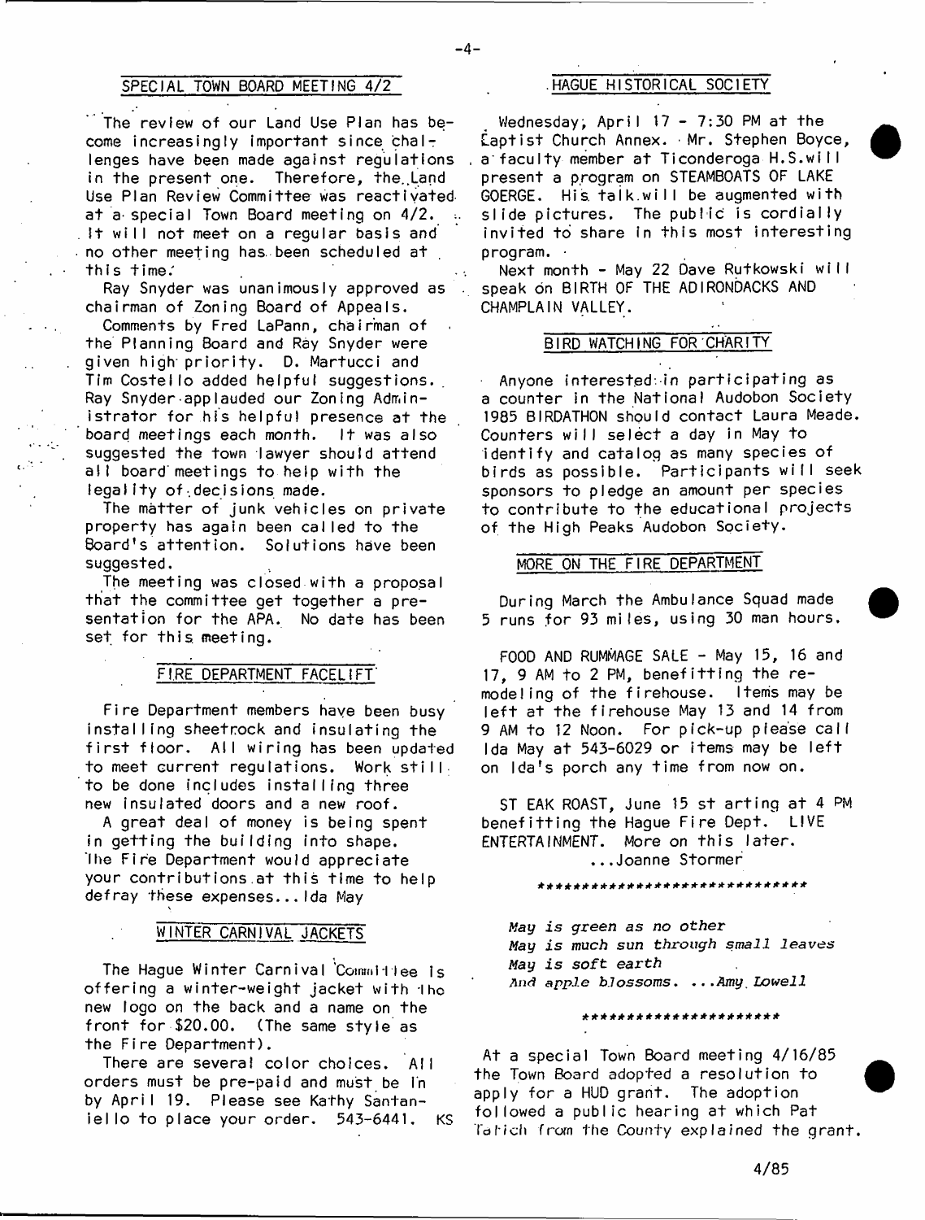## SPECIAL TOWN BOARD MEETING 4/2

The review of our Land Use Plan has become increasingly important since challenges have been made against regulations in the present one. Therefore, the Land Use Plan Review Committee was reactivated at a special Town Board meeting on 4/2. It will not meet on a regular basis and no other meeting has been scheduled at this time.

Ray Snyder was unanimously approved as chairman of Zoning Board of Appeals.

Comments by Fred LaPann, chairman of the Planning Board and Ray Snyder were given high priority. D. Martucci and Tim Costello added helpful suggestions. Ray Snyder applauded our Zoning Administrator for his helpful presence at the board meetings each month. It was also suggested the town lawyer should attend all board meetings to help with the legality of decisions made.

The matter of junk vehicles on private property has again been called to the Board's attention. Solutions have been suggested.

The meeting was closed with a proposal that the committee get together a presentation for the APA. No date has been set for this meeting.

## FIRE DEPARTMENT FACELIFT

Fire Department members have been busy installing sheetrock and insulating the first floor. All wiring has been updated to meet current regulations. Work still to be done includes installing three new insulated doors and a new roof.

A great deal of money is being spent in getting the building into shape. The Fire Department would appreciate your contributions at this time to help defray these expenses...Ida May

## WINTER CARNIVAL JACKETS

The Hague Winter Carnival Committee is offering a winter-weight jacket with the new logo on the back and a name on the front for $20.00. (The same style as the Fire Department).

There are several color choices. All orders must be pre-paid and must be in by April 19. Please see Kathy Santaniello to place your order. 543-6441. KS

## HAGUE HISTORICAL SOCIETY

Wednesday, April 17 - 7:30 PM at the Baptist Church Annex. Mr. Stephen Boyce, a faculty member at Ticonderoga H.S. will present a program on STEAMBOATS OF LAKE GOERGE. His talk will be augmented with slide pictures. The public is cordially invited to share in this most interesting program.

Next month - May 22 Dave Rutkowski will speak on BIRTH OF THE ADIRONDACKS AND CHAMPLAIN VALLEY.

## BIRD WATCHING FOR CHARITY

Anyone interested in participating as a counter in the National Audobon Society 1985 BIRDATHON should contact Laura Meade. Counters will select a day in May to identify and catalog as many species of birds as possible. Participants will seek sponsors to pledge an amount per species to contribute to the educational projects of the High Peaks Audobon Society.

## MORE ON THE FIRE DEPARTMENT

During March the Ambulance Squad made 5 runs for 93 miles, using 30 man hours.

FOOD AND RUMMAGE SALE - May 15, 16 and 17, 9 AM to 2 PM, benefitting the remodeling of the firehouse. Items may be left at the firehouse May 13 and 14 from 9 AM to 12 Noon. For pick-up please call Ida May at 543-6029 or items may be left on Ida's porch any time from now on.

STEAK ROAST, June 15 starting at 4 PM benefitting the Hague Fire Dept. LIVE ENTERTAINMENT. More on this later.

...Joanne Stormer

******************************

*May is green as no other*
*May is much sun through small leaves*
*May is soft earth*
*And apple blossoms. ...Amy Lowell*

**********************

At a special Town Board meeting 4/16/85 the Town Board adopted a resolution to apply for a HUD grant. The adoption followed a public hearing at which Pat Tatich from the County explained the grant.

4/85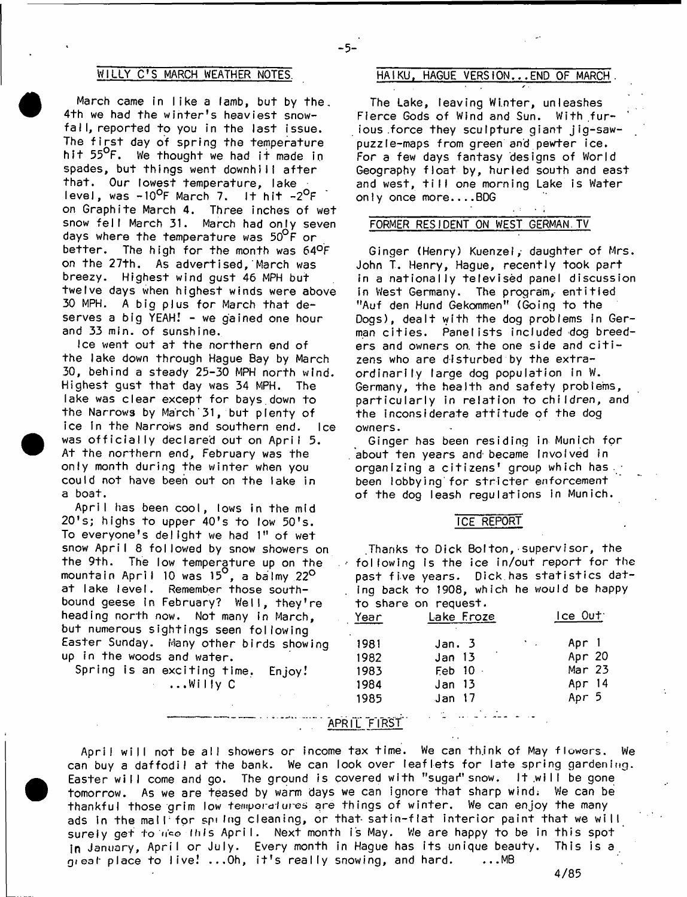## WILLY C'S MARCH WEATHER NOTES

March came in like a lamb, but by the 4th we had the winter's heaviest snowfall, reported to you in the last issue. The first day of spring the temperature hit 55°F. We thought we had it made in spades, but things went downhill after that. Our lowest temperature, lake level, was -10°F March 7. It hit -2°F on Graphite March 4. Three inches of wet snow fell March 31. March had only seven days where the temperature was 50°F or better. The high for the month was 64°F on the 27th. As advertised, March was breezy. Highest wind gust 46 MPH but twelve days when highest winds were above 30 MPH. A big plus for March that deserves a big YEAH! - we gained one hour and 33 min. of sunshine.

Ice went out at the northern end of the lake down through Hague Bay by March 30, behind a steady 25-30 MPH north wind. Highest gust that day was 34 MPH. The lake was clear except for bays down to the Narrows by March 31, but plenty of ice in the Narrows and southern end. Ice was officially declared out on April 5. At the northern end, February was the only month during the winter when you could not have been out on the lake in a boat.

April has been cool, lows in the mid 20's; highs to upper 40's to low 50's. To everyone's delight we had 1" of wet snow April 8 followed by snow showers on the 9th. The low temperature up on the mountain April 10 was 15°, a balmy 22° at lake level. Remember those southbound geese in February? Well, they're heading north now. Not many in March, but numerous sightings seen following Easter Sunday. Many other birds showing up in the woods and water.

Spring is an exciting time. Enjoy!
...Willy C

## HAIKU, HAGUE VERSION...END OF MARCH

The Lake, leaving Winter, unleashes Fierce Gods of Wind and Sun. With furious force they sculpture giant jig-saw-puzzle-maps from green and pewter ice. For a few days fantasy designs of World Geography float by, hurled south and east and west, till one morning Lake is Water only once more....BDG

## FORMER RESIDENT ON WEST GERMAN TV

Ginger (Henry) Kuenzel, daughter of Mrs. John T. Henry, Hague, recently took part in a nationally televised panel discussion in West Germany. The program, entitled "Auf den Hund Gekommen" (Going to the Dogs), dealt with the dog problems in German cities. Panelists included dog breeders and owners on the one side and citizens who are disturbed by the extraordinarily large dog population in W. Germany, the health and safety problems, particularly in relation to children, and the inconsiderate attitude of the dog owners.

Ginger has been residing in Munich for about ten years and became involved in organizing a citizens' group which has been lobbying for stricter enforcement of the dog leash regulations in Munich.

## ICE REPORT

Thanks to Dick Bolton, supervisor, the following is the ice in/out report for the past five years. Dick has statistics dating back to 1908, which he would be happy to share on request.

| Year | Lake Froze | Ice Out |
|---|---|---|
| 1981 | Jan. 3 | Apr 1 |
| 1982 | Jan 13 | Apr 20 |
| 1983 | Feb 10 | Mar 23 |
| 1984 | Jan 13 | Apr 14 |
| 1985 | Jan 17 | Apr 5 |

## APRIL FIRST

April will not be all showers or income tax time. We can think of May flowers. We can buy a daffodil at the bank. We can look over leaflets for late spring gardening. Easter will come and go. The ground is covered with "sugar" snow. It will be gone tomorrow. As we are teased by warm days we can ignore that sharp wind. We can be thankful those grim low temperatures are things of winter. We can enjoy the many ads in the mall for spring cleaning, or that satin-flat interior paint that we will surely get to use this April. Next month is May. We are happy to be in this spot in January, April or July. Every month in Hague has its unique beauty. This is a great place to live! ...Oh, it's really snowing, and hard. ...MB

4/85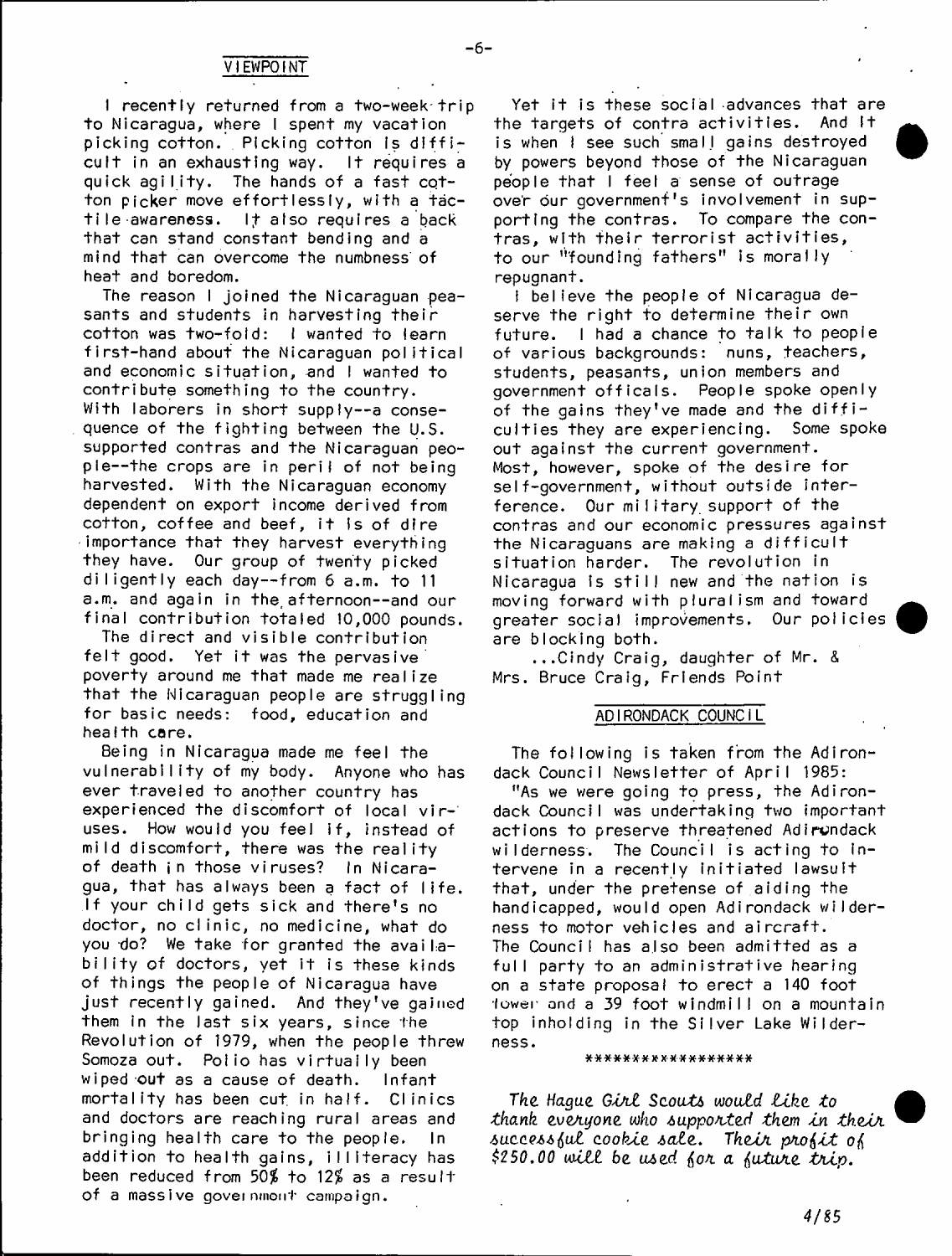## VIEWPOINT

I recently returned from a two-week trip to Nicaragua, where I spent my vacation picking cotton. Picking cotton is difficult in an exhausting way. It requires a quick agility. The hands of a fast cotton picker move effortlessly, with a tactile awareness. It also requires a back that can stand constant bending and a mind that can overcome the numbness of heat and boredom.

The reason I joined the Nicaraguan peasants and students in harvesting their cotton was two-fold: I wanted to learn first-hand about the Nicaraguan political and economic situation, and I wanted to contribute something to the country. With laborers in short supply--a consequence of the fighting between the U.S. supported contras and the Nicaraguan people--the crops are in peril of not being harvested. With the Nicaraguan economy dependent on export income derived from cotton, coffee and beef, it is of dire importance that they harvest everything they have. Our group of twenty picked diligently each day--from 6 a.m. to 11 a.m. and again in the afternoon--and our final contribution totaled 10,000 pounds.

The direct and visible contribution felt good. Yet it was the pervasive poverty around me that made me realize that the Nicaraguan people are struggling for basic needs: food, education and health care.

Being in Nicaragua made me feel the vulnerability of my body. Anyone who has ever traveled to another country has experienced the discomfort of local viruses. How would you feel if, instead of mild discomfort, there was the reality of death in those viruses? In Nicaragua, that has always been a fact of life. If your child gets sick and there's no doctor, no clinic, no medicine, what do you do? We take for granted the availability of doctors, yet it is these kinds of things the people of Nicaragua have just recently gained. And they've gained them in the last six years, since the Revolution of 1979, when the people threw Somoza out. Polio has virtually been wiped out as a cause of death. Infant mortality has been cut in half. Clinics and doctors are reaching rural areas and bringing health care to the people. In addition to health gains, illiteracy has been reduced from 50% to 12% as a result of a massive government campaign.

Yet it is these social advances that are the targets of contra activities. And it is when I see such small gains destroyed by powers beyond those of the Nicaraguan people that I feel a sense of outrage over our government's involvement in supporting the contras. To compare the contras, with their terrorist activities, to our "founding fathers" is morally repugnant.

I believe the people of Nicaragua deserve the right to determine their own future. I had a chance to talk to people of various backgrounds: nuns, teachers, students, peasants, union members and government officals. People spoke openly of the gains they've made and the difficulties they are experiencing. Some spoke out against the current government. Most, however, spoke of the desire for self-government, without outside interference. Our military support of the contras and our economic pressures against the Nicaraguans are making a difficult situation harder. The revolution in Nicaragua is still new and the nation is moving forward with pluralism and toward greater social improvements. Our policies are blocking both.

...Cindy Craig, daughter of Mr. & Mrs. Bruce Craig, Friends Point

## ADIRONDACK COUNCIL

The following is taken from the Adirondack Council Newsletter of April 1985:

"As we were going to press, the Adirondack Council was undertaking two important actions to preserve threatened Adirondack wilderness. The Council is acting to intervene in a recently initiated lawsuit that, under the pretense of aiding the handicapped, would open Adirondack wilderness to motor vehicles and aircraft. The Council has also been admitted as a full party to an administrative hearing on a state proposal to erect a 140 foot tower and a 39 foot windmill on a mountain top inholding in the Silver Lake Wilderness.

*****************

*The Hague Girl Scouts would like to thank everyone who supported them in their successful cookie sale. Their profit of $250.00 will be used for a future trip.*

4/85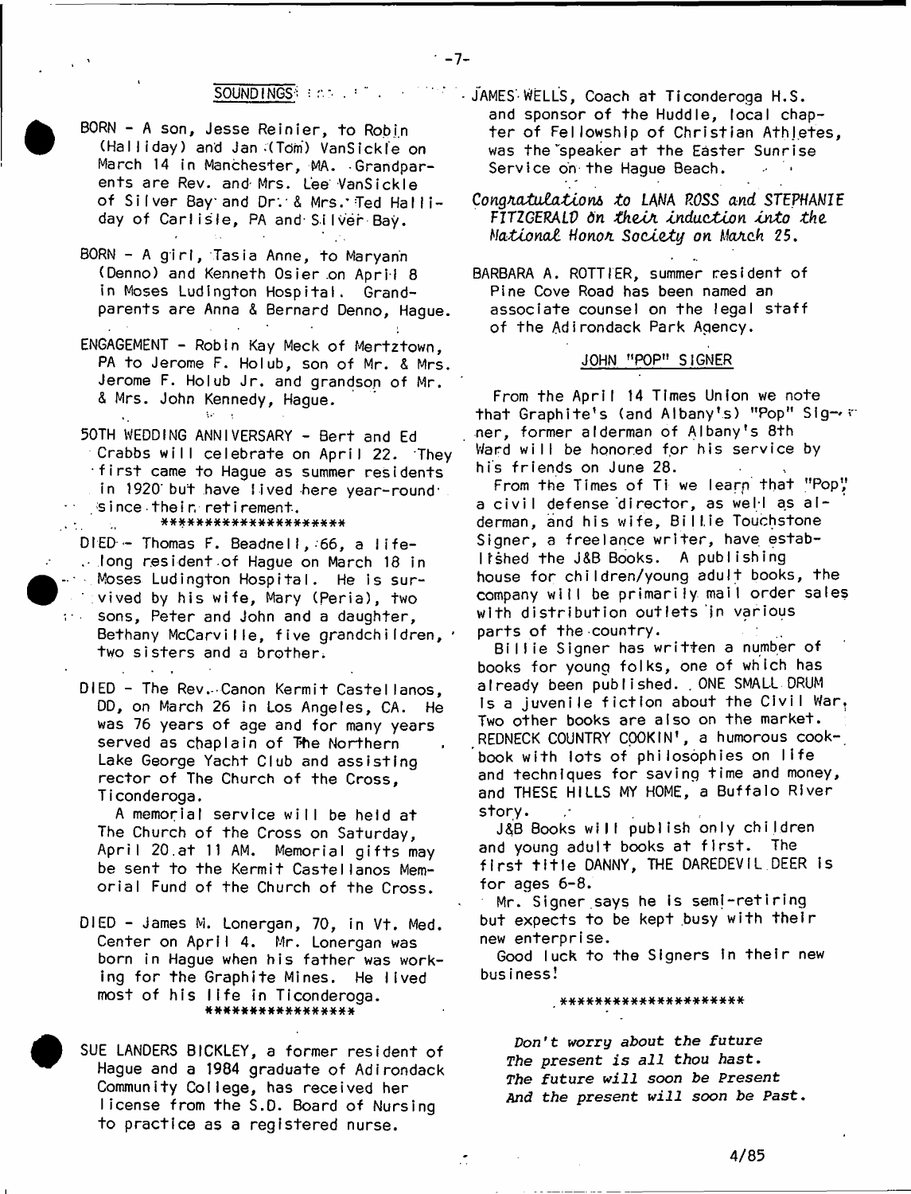## SOUNDINGS

BORN - A son, Jesse Reinier, to Robin (Halliday) and Jan (Tom) VanSickle on March 14 in Manchester, MA. Grandparents are Rev. and Mrs. Lee VanSickle of Silver Bay and Dr. & Mrs. Ted Halliday of Carlisle, PA and Silver Bay.

BORN - A girl, Tasia Anne, to Maryann (Denno) and Kenneth Osier on April 8 in Moses Ludington Hospital. Grandparents are Anna & Bernard Denno, Hague.

ENGAGEMENT - Robin Kay Meck of Mertztown, PA to Jerome F. Holub, son of Mr. & Mrs. Jerome F. Holub Jr. and grandson of Mr. & Mrs. John Kennedy, Hague.

50TH WEDDING ANNIVERSARY - Bert and Ed Crabbs will celebrate on April 22. They first came to Hague as summer residents in 1920 but have lived here year-round since their retirement.

\*\*\*\*\*\*\*\*\*\*\*\*\*\*\*\*\*\*\*\*\*

DIED - Thomas F. Beadnell, 66, a life-long resident of Hague on March 18 in Moses Ludington Hospital. He is survived by his wife, Mary (Peria), two sons, Peter and John and a daughter, Bethany McCarville, five grandchildren, two sisters and a brother.

DIED - The Rev. Canon Kermit Castellanos, DD, on March 26 in Los Angeles, CA. He was 76 years of age and for many years served as chaplain of The Northern Lake George Yacht Club and assisting rector of The Church of the Cross, Ticonderoga.

A memorial service will be held at The Church of the Cross on Saturday, April 20 at 11 AM. Memorial gifts may be sent to the Kermit Castellanos Memorial Fund of the Church of the Cross.

DIED - James M. Lonergan, 70, in Vt. Med. Center on April 4. Mr. Lonergan was born in Hague when his father was working for the Graphite Mines. He lived most of his life in Ticonderoga.

\*\*\*\*\*\*\*\*\*\*\*\*\*\*\*\*\*

SUE LANDERS BICKLEY, a former resident of Hague and a 1984 graduate of Adirondack Community College, has received her license from the S.D. Board of Nursing to practice as a registered nurse.

JAMES WELLS, Coach at Ticonderoga H.S. and sponsor of the Huddle, local chapter of Fellowship of Christian Athletes, was the speaker at the Easter Sunrise Service on the Hague Beach.

*Congratulations to LANA ROSS and STEPHANIE FITZGERALD on their induction into the National Honor Society on March 25.*

BARBARA A. ROTTIER, summer resident of Pine Cove Road has been named an associate counsel on the legal staff of the Adirondack Park Agency.

### JOHN "POP" SIGNER

From the April 14 Times Union we note that Graphite's (and Albany's) "Pop" Signer, former alderman of Albany's 8th Ward will be honored for his service by his friends on June 28.

From the Times of Ti we learn that "Pop", a civil defense director, as well as alderman, and his wife, Billie Touchstone Signer, a freelance writer, have established the J&B Books. A publishing house for children/young adult books, the company will be primarily mail order sales with distribution outlets in various parts of the country.

Billie Signer has written a number of books for young folks, one of which has already been published. ONE SMALL DRUM is a juvenile fiction about the Civil War. Two other books are also on the market. REDNECK COUNTRY COOKIN', a humorous cookbook with lots of philosophies on life and techniques for saving time and money, and THESE HILLS MY HOME, a Buffalo River story.

J&B Books will publish only children and young adult books at first. The first title DANNY, THE DAREDEVIL DEER is for ages 6-8.

Mr. Signer says he is semi-retiring but expects to be kept busy with their new enterprise.

Good luck to the Signers in their new business!

\*\*\*\*\*\*\*\*\*\*\*\*\*\*\*\*\*\*\*\*\*

*Don't worry about the future*
*The present is all thou hast.*
*The future will soon be Present*
*And the present will soon be Past.*

4/85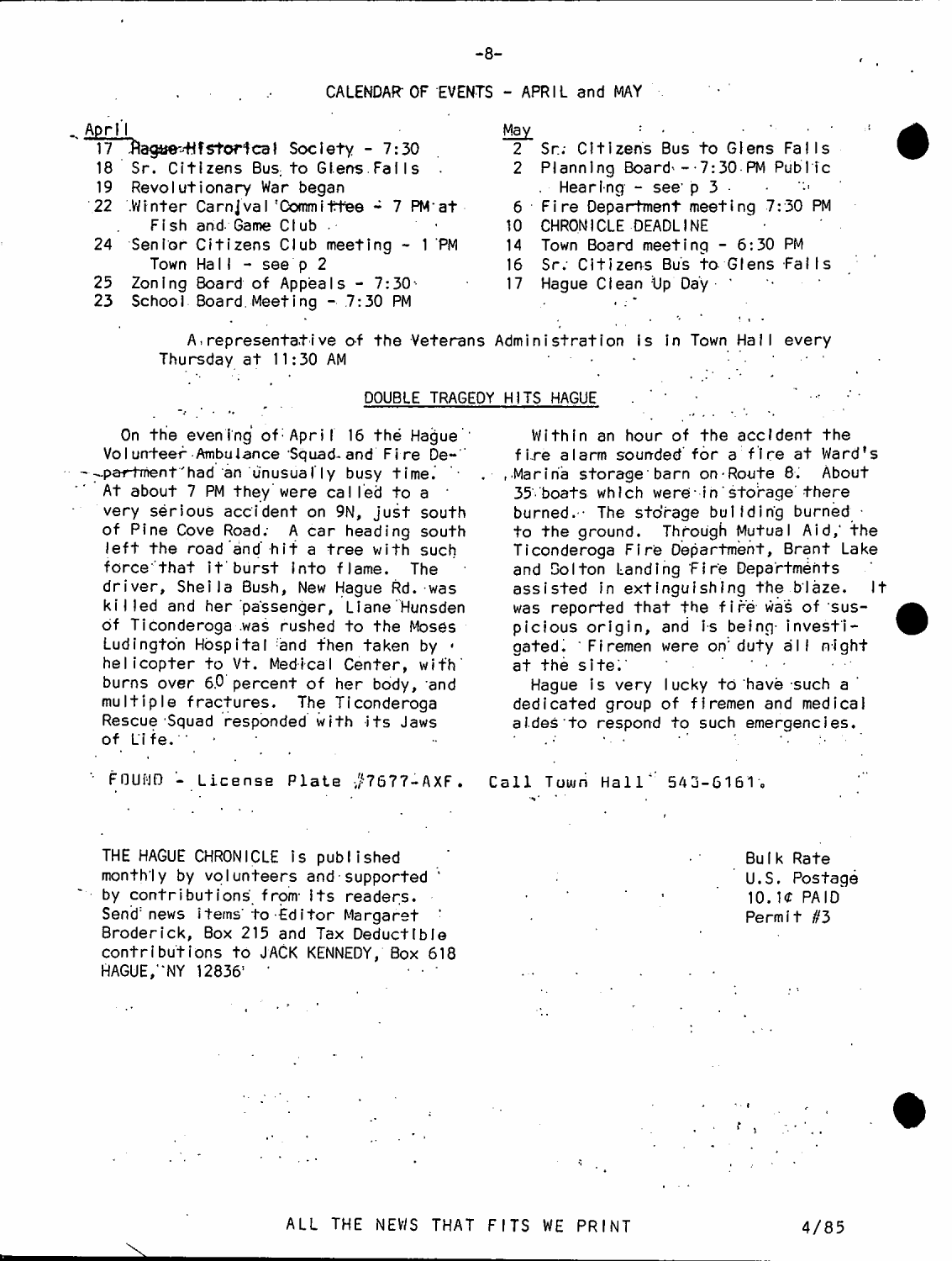## CALENDAR OF EVENTS - APRIL and MAY

**April**

17 Hague Historical Society - 7:30
18 Sr. Citizens Bus to Glens Falls
19 Revolutionary War began
22 Winter Carnival Committee - 7 PM at Fish and Game Club
24 Senior Citizens Club meeting - 1 PM Town Hall - see p 2
25 Zoning Board of Appeals - 7:30
23 School Board Meeting - 7:30 PM

**May**

2 Sr. Citizens Bus to Glens Falls
2 Planning Board - 7:30 PM Public Hearing - see p 3
6 Fire Department meeting 7:30 PM
10 CHRONICLE DEADLINE
14 Town Board meeting - 6:30 PM
16 Sr. Citizens Bus to Glens Falls
17 Hague Clean Up Day

A representative of the Veterans Administration is in Town Hall every Thursday at 11:30 AM

## DOUBLE TRAGEDY HITS HAGUE

On the evening of April 16 the Hague Volunteer Ambulance Squad and Fire Department had an unusually busy time. At about 7 PM they were called to a very serious accident on 9N, just south of Pine Cove Road. A car heading south left the road and hit a tree with such force that it burst into flame. The driver, Sheila Bush, New Hague Rd. was killed and her passenger, Liane Hunsden of Ticonderoga was rushed to the Moses Ludington Hospital and then taken by helicopter to Vt. Medical Center, with burns over 60 percent of her body, and multiple fractures. The Ticonderoga Rescue Squad responded with its Jaws of Life.

Within an hour of the accident the fire alarm sounded for a fire at Ward's Marina storage barn on Route 8. About 35 boats which were in storage there burned. The storage building burned to the ground. Through Mutual Aid, the Ticonderoga Fire Department, Brant Lake and Bolton Landing Fire Departments assisted in extinguishing the blaze. It was reported that the fire was of suspicious origin, and is being investigated. Firemen were on duty all night at the site.

Hague is very lucky to have such a dedicated group of firemen and medical aides to respond to such emergencies.

FOUND - License Plate #7677-AXF. Call Town Hall 543-6161.

THE HAGUE CHRONICLE is published monthly by volunteers and supported by contributions from its readers. Send news items to Editor Margaret Broderick, Box 215 and Tax Deductible contributions to JACK KENNEDY, Box 618 HAGUE, NY 12836

Bulk Rate
U.S. Postage
10.1¢ PAID
Permit #3

ALL THE NEWS THAT FITS WE PRINT 4/85